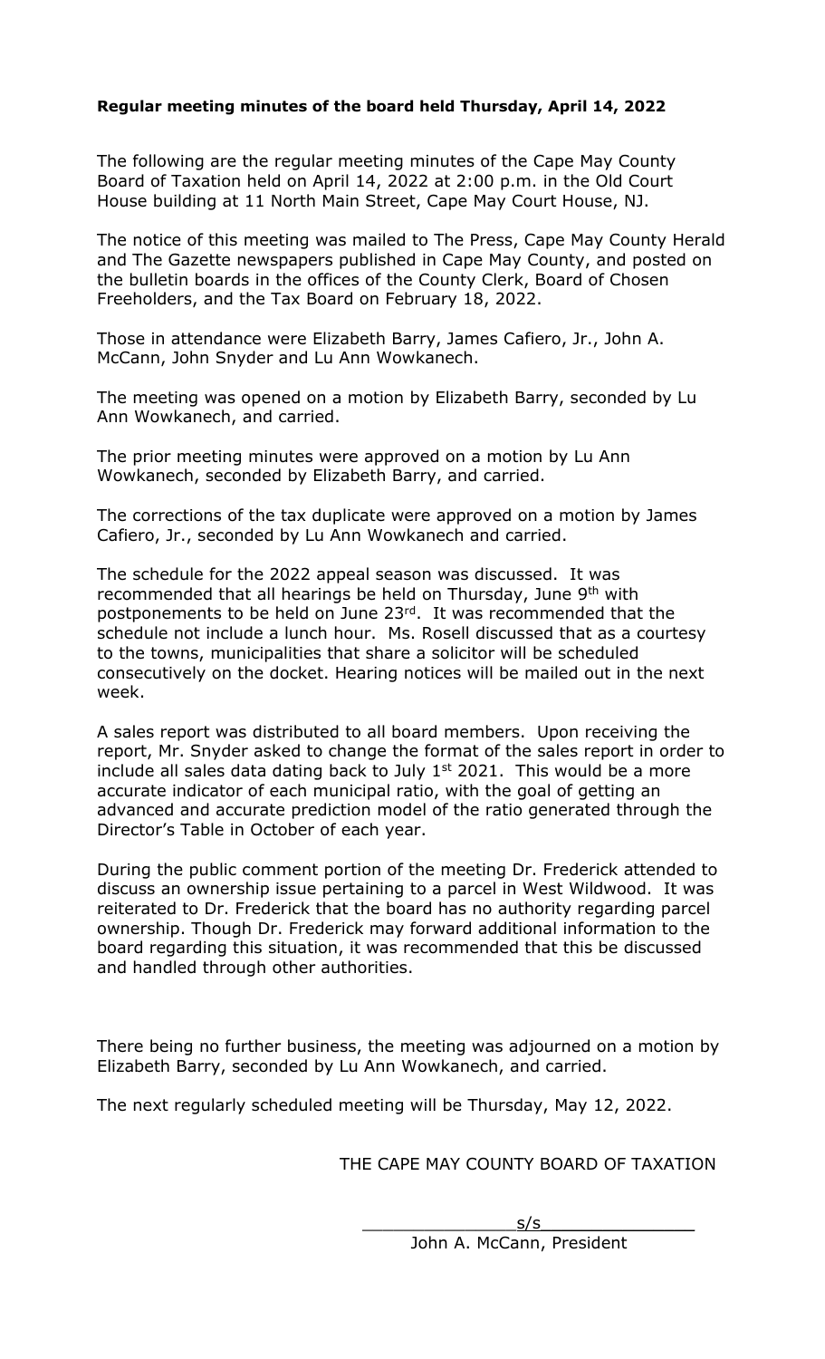**Regular meeting minutes of the board held Thursday, April 14, 2022**

The following are the regular meeting minutes of the Cape May County Board of Taxation held on April 14, 2022 at 2:00 p.m. in the Old Court House building at 11 North Main Street, Cape May Court House, NJ.

The notice of this meeting was mailed to The Press, Cape May County Herald and The Gazette newspapers published in Cape May County, and posted on the bulletin boards in the offices of the County Clerk, Board of Chosen Freeholders, and the Tax Board on February 18, 2022.

Those in attendance were Elizabeth Barry, James Cafiero, Jr., John A. McCann, John Snyder and Lu Ann Wowkanech.

The meeting was opened on a motion by Elizabeth Barry, seconded by Lu Ann Wowkanech, and carried.

The prior meeting minutes were approved on a motion by Lu Ann Wowkanech, seconded by Elizabeth Barry, and carried.

The corrections of the tax duplicate were approved on a motion by James Cafiero, Jr., seconded by Lu Ann Wowkanech and carried.

The schedule for the 2022 appeal season was discussed. It was recommended that all hearings be held on Thursday, June 9th with postponements to be held on June 23rd. It was recommended that the schedule not include a lunch hour. Ms. Rosell discussed that as a courtesy to the towns, municipalities that share a solicitor will be scheduled consecutively on the docket. Hearing notices will be mailed out in the next week.

A sales report was distributed to all board members. Upon receiving the report, Mr. Snyder asked to change the format of the sales report in order to include all sales data dating back to July 1st 2021. This would be a more accurate indicator of each municipal ratio, with the goal of getting an advanced and accurate prediction model of the ratio generated through the Director's Table in October of each year.

During the public comment portion of the meeting Dr. Frederick attended to discuss an ownership issue pertaining to a parcel in West Wildwood. It was reiterated to Dr. Frederick that the board has no authority regarding parcel ownership. Though Dr. Frederick may forward additional information to the board regarding this situation, it was recommended that this be discussed and handled through other authorities.

There being no further business, the meeting was adjourned on a motion by Elizabeth Barry, seconded by Lu Ann Wowkanech, and carried.

The next regularly scheduled meeting will be Thursday, May 12, 2022.

THE CAPE MAY COUNTY BOARD OF TAXATION

s/s

John A. McCann, President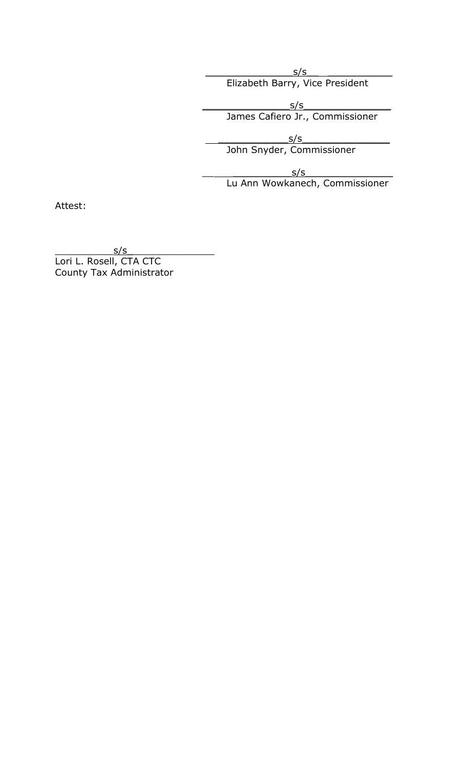s/s

Elizabeth Barry, Vice President

s/s

James Cafiero Jr., Commissioner

s/s

John Snyder, Commissioner

s/s

Lu Ann Wowkanech, Commissioner

Attest:

s/s

Lori L. Rosell, CTA CTC
County Tax Administrator